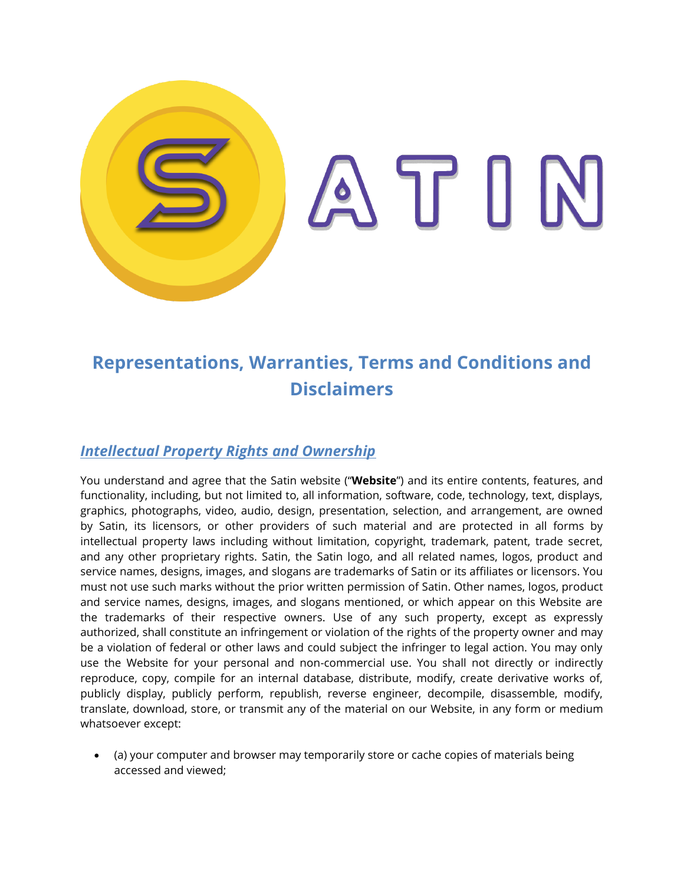# Representations, Warranties, Terms and Conditions and Disclaimers

## ***Intellectual Property Rights and Ownership***

You understand and agree that the Satin website ("**Website**") and its entire contents, features, and functionality, including, but not limited to, all information, software, code, technology, text, displays, graphics, photographs, video, audio, design, presentation, selection, and arrangement, are owned by Satin, its licensors, or other providers of such material and are protected in all forms by intellectual property laws including without limitation, copyright, trademark, patent, trade secret, and any other proprietary rights. Satin, the Satin logo, and all related names, logos, product and service names, designs, images, and slogans are trademarks of Satin or its affiliates or licensors. You must not use such marks without the prior written permission of Satin. Other names, logos, product and service names, designs, images, and slogans mentioned, or which appear on this Website are the trademarks of their respective owners. Use of any such property, except as expressly authorized, shall constitute an infringement or violation of the rights of the property owner and may be a violation of federal or other laws and could subject the infringer to legal action. You may only use the Website for your personal and non-commercial use. You shall not directly or indirectly reproduce, copy, compile for an internal database, distribute, modify, create derivative works of, publicly display, publicly perform, republish, reverse engineer, decompile, disassemble, modify, translate, download, store, or transmit any of the material on our Website, in any form or medium whatsoever except:

- (a) your computer and browser may temporarily store or cache copies of materials being accessed and viewed;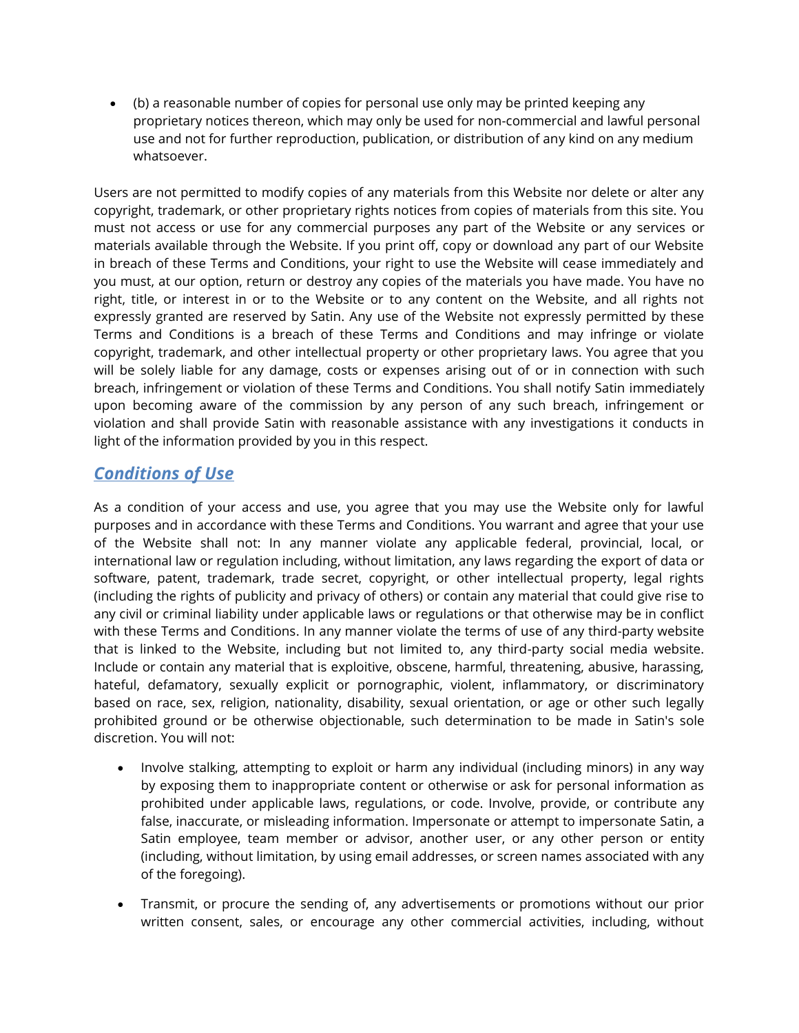- (b) a reasonable number of copies for personal use only may be printed keeping any proprietary notices thereon, which may only be used for non-commercial and lawful personal use and not for further reproduction, publication, or distribution of any kind on any medium whatsoever.

Users are not permitted to modify copies of any materials from this Website nor delete or alter any copyright, trademark, or other proprietary rights notices from copies of materials from this site. You must not access or use for any commercial purposes any part of the Website or any services or materials available through the Website. If you print off, copy or download any part of our Website in breach of these Terms and Conditions, your right to use the Website will cease immediately and you must, at our option, return or destroy any copies of the materials you have made. You have no right, title, or interest in or to the Website or to any content on the Website, and all rights not expressly granted are reserved by Satin. Any use of the Website not expressly permitted by these Terms and Conditions is a breach of these Terms and Conditions and may infringe or violate copyright, trademark, and other intellectual property or other proprietary laws. You agree that you will be solely liable for any damage, costs or expenses arising out of or in connection with such breach, infringement or violation of these Terms and Conditions. You shall notify Satin immediately upon becoming aware of the commission by any person of any such breach, infringement or violation and shall provide Satin with reasonable assistance with any investigations it conducts in light of the information provided by you in this respect.

## ***Conditions of Use***

As a condition of your access and use, you agree that you may use the Website only for lawful purposes and in accordance with these Terms and Conditions. You warrant and agree that your use of the Website shall not: In any manner violate any applicable federal, provincial, local, or international law or regulation including, without limitation, any laws regarding the export of data or software, patent, trademark, trade secret, copyright, or other intellectual property, legal rights (including the rights of publicity and privacy of others) or contain any material that could give rise to any civil or criminal liability under applicable laws or regulations or that otherwise may be in conflict with these Terms and Conditions. In any manner violate the terms of use of any third-party website that is linked to the Website, including but not limited to, any third-party social media website. Include or contain any material that is exploitive, obscene, harmful, threatening, abusive, harassing, hateful, defamatory, sexually explicit or pornographic, violent, inflammatory, or discriminatory based on race, sex, religion, nationality, disability, sexual orientation, or age or other such legally prohibited ground or be otherwise objectionable, such determination to be made in Satin's sole discretion. You will not:

- Involve stalking, attempting to exploit or harm any individual (including minors) in any way by exposing them to inappropriate content or otherwise or ask for personal information as prohibited under applicable laws, regulations, or code. Involve, provide, or contribute any false, inaccurate, or misleading information. Impersonate or attempt to impersonate Satin, a Satin employee, team member or advisor, another user, or any other person or entity (including, without limitation, by using email addresses, or screen names associated with any of the foregoing).
- Transmit, or procure the sending of, any advertisements or promotions without our prior written consent, sales, or encourage any other commercial activities, including, without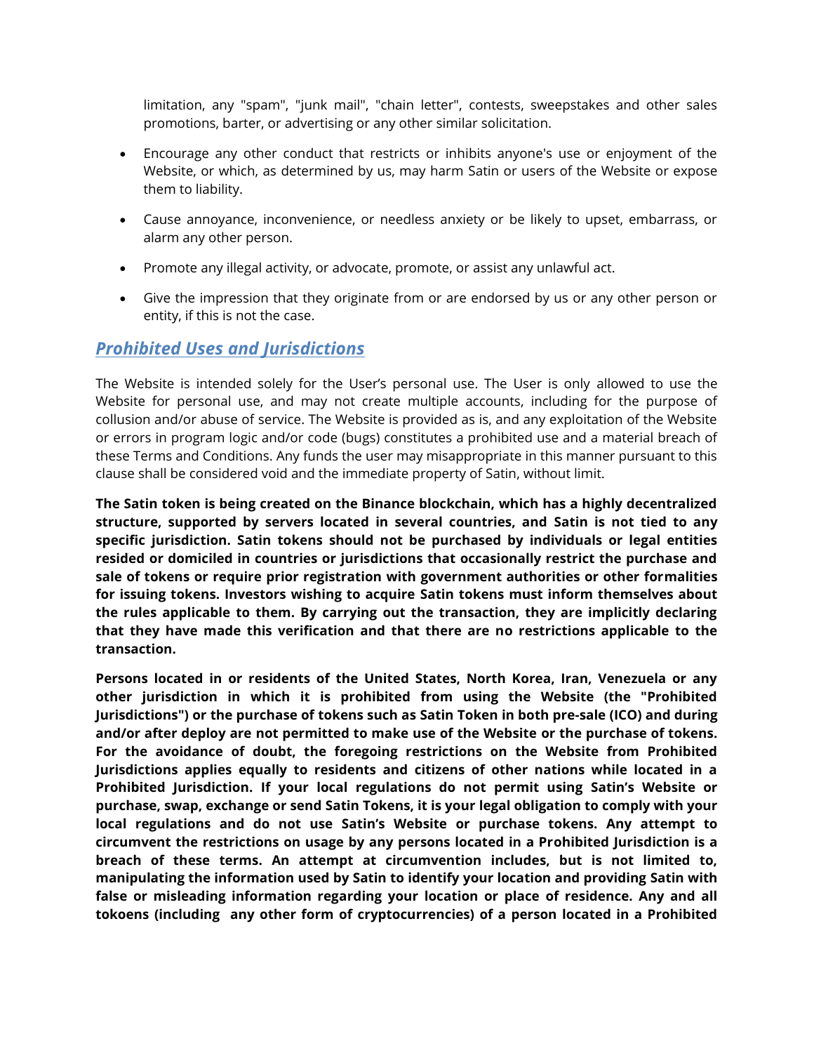limitation, any "spam", "junk mail", "chain letter", contests, sweepstakes and other sales promotions, barter, or advertising or any other similar solicitation.

- Encourage any other conduct that restricts or inhibits anyone's use or enjoyment of the Website, or which, as determined by us, may harm Satin or users of the Website or expose them to liability.
- Cause annoyance, inconvenience, or needless anxiety or be likely to upset, embarrass, or alarm any other person.
- Promote any illegal activity, or advocate, promote, or assist any unlawful act.
- Give the impression that they originate from or are endorsed by us or any other person or entity, if this is not the case.

## *Prohibited Uses and Jurisdictions*

The Website is intended solely for the User's personal use. The User is only allowed to use the Website for personal use, and may not create multiple accounts, including for the purpose of collusion and/or abuse of service. The Website is provided as is, and any exploitation of the Website or errors in program logic and/or code (bugs) constitutes a prohibited use and a material breach of these Terms and Conditions. Any funds the user may misappropriate in this manner pursuant to this clause shall be considered void and the immediate property of Satin, without limit.

**The Satin token is being created on the Binance blockchain, which has a highly decentralized structure, supported by servers located in several countries, and Satin is not tied to any specific jurisdiction. Satin tokens should not be purchased by individuals or legal entities resided or domiciled in countries or jurisdictions that occasionally restrict the purchase and sale of tokens or require prior registration with government authorities or other formalities for issuing tokens. Investors wishing to acquire Satin tokens must inform themselves about the rules applicable to them. By carrying out the transaction, they are implicitly declaring that they have made this verification and that there are no restrictions applicable to the transaction.**

**Persons located in or residents of the United States, North Korea, Iran, Venezuela or any other jurisdiction in which it is prohibited from using the Website (the "Prohibited Jurisdictions") or the purchase of tokens such as Satin Token in both pre-sale (ICO) and during and/or after deploy are not permitted to make use of the Website or the purchase of tokens. For the avoidance of doubt, the foregoing restrictions on the Website from Prohibited Jurisdictions applies equally to residents and citizens of other nations while located in a Prohibited Jurisdiction. If your local regulations do not permit using Satin's Website or purchase, swap, exchange or send Satin Tokens, it is your legal obligation to comply with your local regulations and do not use Satin's Website or purchase tokens. Any attempt to circumvent the restrictions on usage by any persons located in a Prohibited Jurisdiction is a breach of these terms. An attempt at circumvention includes, but is not limited to, manipulating the information used by Satin to identify your location and providing Satin with false or misleading information regarding your location or place of residence. Any and all tokoens (including any other form of cryptocurrencies) of a person located in a Prohibited**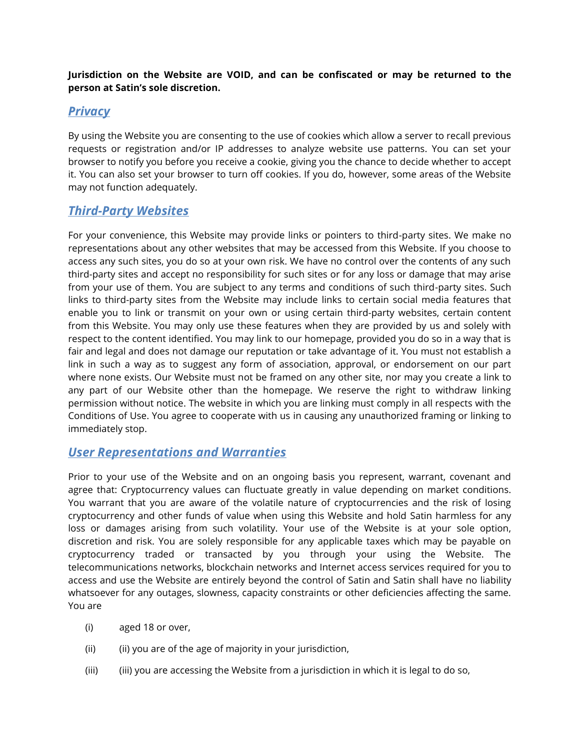**Jurisdiction on the Website are VOID, and can be confiscated or may be returned to the person at Satin's sole discretion.**

## *Privacy*

By using the Website you are consenting to the use of cookies which allow a server to recall previous requests or registration and/or IP addresses to analyze website use patterns. You can set your browser to notify you before you receive a cookie, giving you the chance to decide whether to accept it. You can also set your browser to turn off cookies. If you do, however, some areas of the Website may not function adequately.

## *Third-Party Websites*

For your convenience, this Website may provide links or pointers to third-party sites. We make no representations about any other websites that may be accessed from this Website. If you choose to access any such sites, you do so at your own risk. We have no control over the contents of any such third-party sites and accept no responsibility for such sites or for any loss or damage that may arise from your use of them. You are subject to any terms and conditions of such third-party sites. Such links to third-party sites from the Website may include links to certain social media features that enable you to link or transmit on your own or using certain third-party websites, certain content from this Website. You may only use these features when they are provided by us and solely with respect to the content identified. You may link to our homepage, provided you do so in a way that is fair and legal and does not damage our reputation or take advantage of it. You must not establish a link in such a way as to suggest any form of association, approval, or endorsement on our part where none exists. Our Website must not be framed on any other site, nor may you create a link to any part of our Website other than the homepage. We reserve the right to withdraw linking permission without notice. The website in which you are linking must comply in all respects with the Conditions of Use. You agree to cooperate with us in causing any unauthorized framing or linking to immediately stop.

## *User Representations and Warranties*

Prior to your use of the Website and on an ongoing basis you represent, warrant, covenant and agree that: Cryptocurrency values can fluctuate greatly in value depending on market conditions. You warrant that you are aware of the volatile nature of cryptocurrencies and the risk of losing cryptocurrency and other funds of value when using this Website and hold Satin harmless for any loss or damages arising from such volatility. Your use of the Website is at your sole option, discretion and risk. You are solely responsible for any applicable taxes which may be payable on cryptocurrency traded or transacted by you through your using the Website. The telecommunications networks, blockchain networks and Internet access services required for you to access and use the Website are entirely beyond the control of Satin and Satin shall have no liability whatsoever for any outages, slowness, capacity constraints or other deficiencies affecting the same. You are

(i) aged 18 or over,

(ii) (ii) you are of the age of majority in your jurisdiction,

(iii) (iii) you are accessing the Website from a jurisdiction in which it is legal to do so,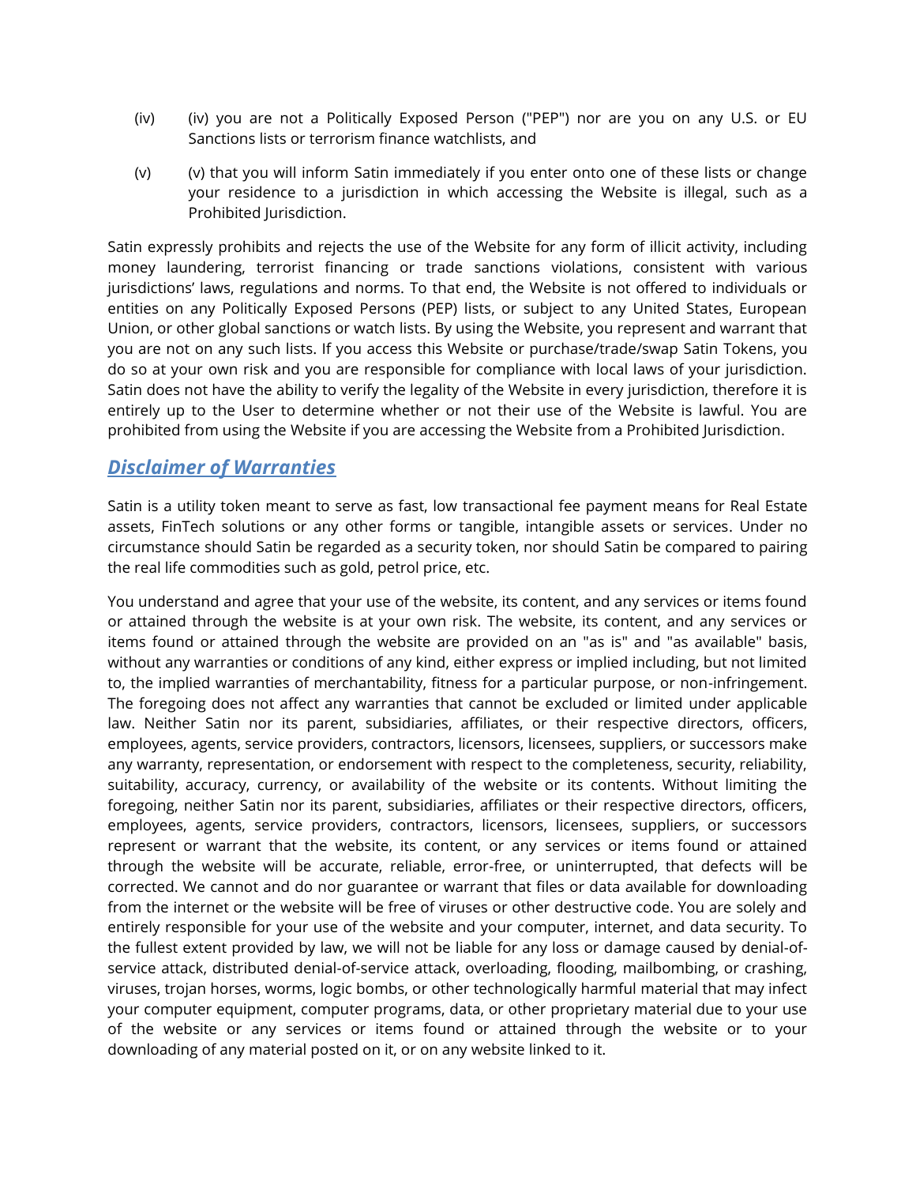(iv) (iv) you are not a Politically Exposed Person ("PEP") nor are you on any U.S. or EU Sanctions lists or terrorism finance watchlists, and

(v) (v) that you will inform Satin immediately if you enter onto one of these lists or change your residence to a jurisdiction in which accessing the Website is illegal, such as a Prohibited Jurisdiction.

Satin expressly prohibits and rejects the use of the Website for any form of illicit activity, including money laundering, terrorist financing or trade sanctions violations, consistent with various jurisdictions' laws, regulations and norms. To that end, the Website is not offered to individuals or entities on any Politically Exposed Persons (PEP) lists, or subject to any United States, European Union, or other global sanctions or watch lists. By using the Website, you represent and warrant that you are not on any such lists. If you access this Website or purchase/trade/swap Satin Tokens, you do so at your own risk and you are responsible for compliance with local laws of your jurisdiction. Satin does not have the ability to verify the legality of the Website in every jurisdiction, therefore it is entirely up to the User to determine whether or not their use of the Website is lawful. You are prohibited from using the Website if you are accessing the Website from a Prohibited Jurisdiction.

## ***Disclaimer of Warranties***

Satin is a utility token meant to serve as fast, low transactional fee payment means for Real Estate assets, FinTech solutions or any other forms or tangible, intangible assets or services. Under no circumstance should Satin be regarded as a security token, nor should Satin be compared to pairing the real life commodities such as gold, petrol price, etc.

You understand and agree that your use of the website, its content, and any services or items found or attained through the website is at your own risk. The website, its content, and any services or items found or attained through the website are provided on an "as is" and "as available" basis, without any warranties or conditions of any kind, either express or implied including, but not limited to, the implied warranties of merchantability, fitness for a particular purpose, or non-infringement. The foregoing does not affect any warranties that cannot be excluded or limited under applicable law. Neither Satin nor its parent, subsidiaries, affiliates, or their respective directors, officers, employees, agents, service providers, contractors, licensors, licensees, suppliers, or successors make any warranty, representation, or endorsement with respect to the completeness, security, reliability, suitability, accuracy, currency, or availability of the website or its contents. Without limiting the foregoing, neither Satin nor its parent, subsidiaries, affiliates or their respective directors, officers, employees, agents, service providers, contractors, licensors, licensees, suppliers, or successors represent or warrant that the website, its content, or any services or items found or attained through the website will be accurate, reliable, error-free, or uninterrupted, that defects will be corrected. We cannot and do nor guarantee or warrant that files or data available for downloading from the internet or the website will be free of viruses or other destructive code. You are solely and entirely responsible for your use of the website and your computer, internet, and data security. To the fullest extent provided by law, we will not be liable for any loss or damage caused by denial-of-service attack, distributed denial-of-service attack, overloading, flooding, mailbombing, or crashing, viruses, trojan horses, worms, logic bombs, or other technologically harmful material that may infect your computer equipment, computer programs, data, or other proprietary material due to your use of the website or any services or items found or attained through the website or to your downloading of any material posted on it, or on any website linked to it.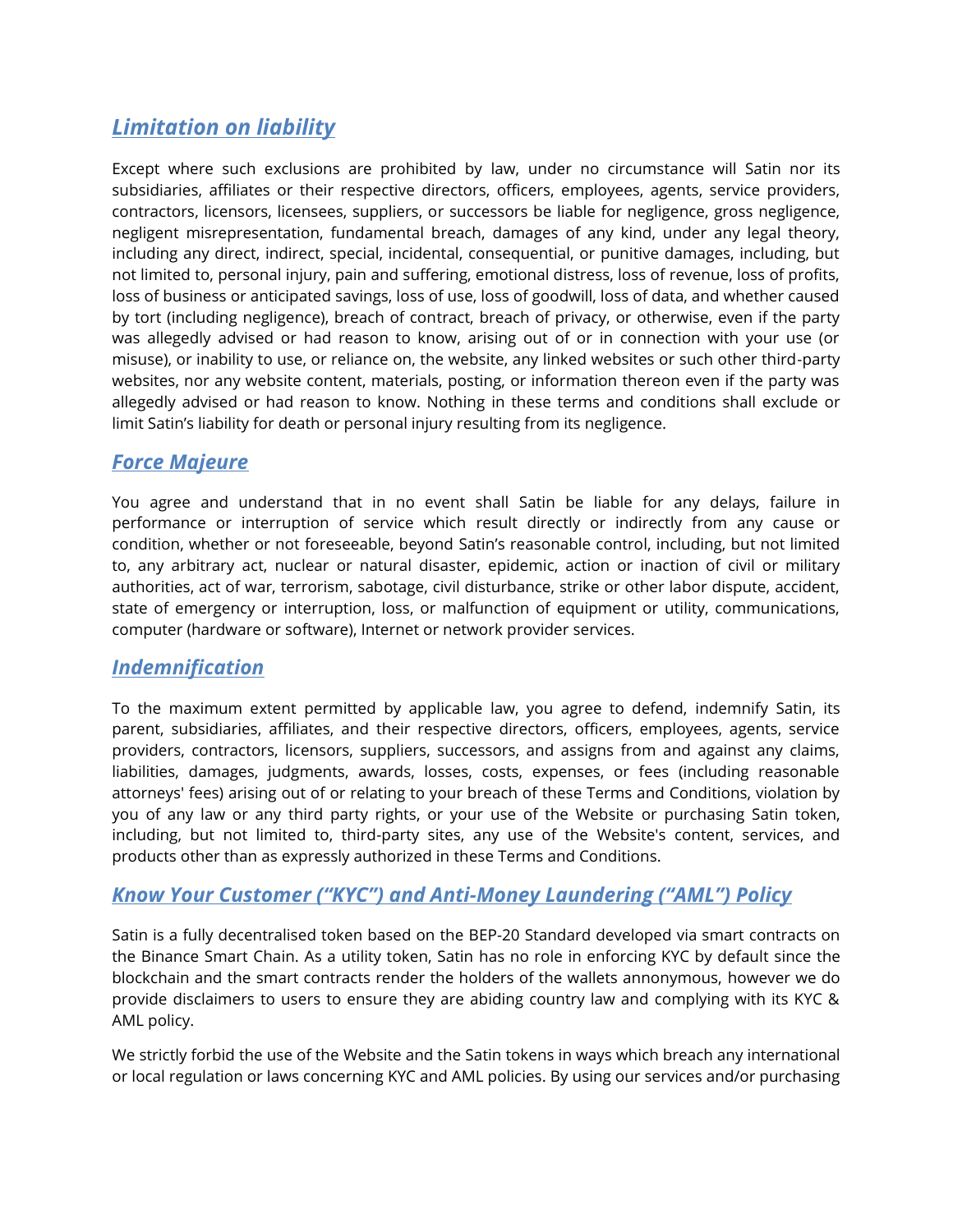## ***Limitation on liability***

Except where such exclusions are prohibited by law, under no circumstance will Satin nor its subsidiaries, affiliates or their respective directors, officers, employees, agents, service providers, contractors, licensors, licensees, suppliers, or successors be liable for negligence, gross negligence, negligent misrepresentation, fundamental breach, damages of any kind, under any legal theory, including any direct, indirect, special, incidental, consequential, or punitive damages, including, but not limited to, personal injury, pain and suffering, emotional distress, loss of revenue, loss of profits, loss of business or anticipated savings, loss of use, loss of goodwill, loss of data, and whether caused by tort (including negligence), breach of contract, breach of privacy, or otherwise, even if the party was allegedly advised or had reason to know, arising out of or in connection with your use (or misuse), or inability to use, or reliance on, the website, any linked websites or such other third-party websites, nor any website content, materials, posting, or information thereon even if the party was allegedly advised or had reason to know. Nothing in these terms and conditions shall exclude or limit Satin's liability for death or personal injury resulting from its negligence.

## ***Force Majeure***

You agree and understand that in no event shall Satin be liable for any delays, failure in performance or interruption of service which result directly or indirectly from any cause or condition, whether or not foreseeable, beyond Satin's reasonable control, including, but not limited to, any arbitrary act, nuclear or natural disaster, epidemic, action or inaction of civil or military authorities, act of war, terrorism, sabotage, civil disturbance, strike or other labor dispute, accident, state of emergency or interruption, loss, or malfunction of equipment or utility, communications, computer (hardware or software), Internet or network provider services.

## ***Indemnification***

To the maximum extent permitted by applicable law, you agree to defend, indemnify Satin, its parent, subsidiaries, affiliates, and their respective directors, officers, employees, agents, service providers, contractors, licensors, suppliers, successors, and assigns from and against any claims, liabilities, damages, judgments, awards, losses, costs, expenses, or fees (including reasonable attorneys' fees) arising out of or relating to your breach of these Terms and Conditions, violation by you of any law or any third party rights, or your use of the Website or purchasing Satin token, including, but not limited to, third-party sites, any use of the Website's content, services, and products other than as expressly authorized in these Terms and Conditions.

## ***Know Your Customer ("KYC") and Anti-Money Laundering ("AML") Policy***

Satin is a fully decentralised token based on the BEP-20 Standard developed via smart contracts on the Binance Smart Chain. As a utility token, Satin has no role in enforcing KYC by default since the blockchain and the smart contracts render the holders of the wallets annonymous, however we do provide disclaimers to users to ensure they are abiding country law and complying with its KYC & AML policy.

We strictly forbid the use of the Website and the Satin tokens in ways which breach any international or local regulation or laws concerning KYC and AML policies. By using our services and/or purchasing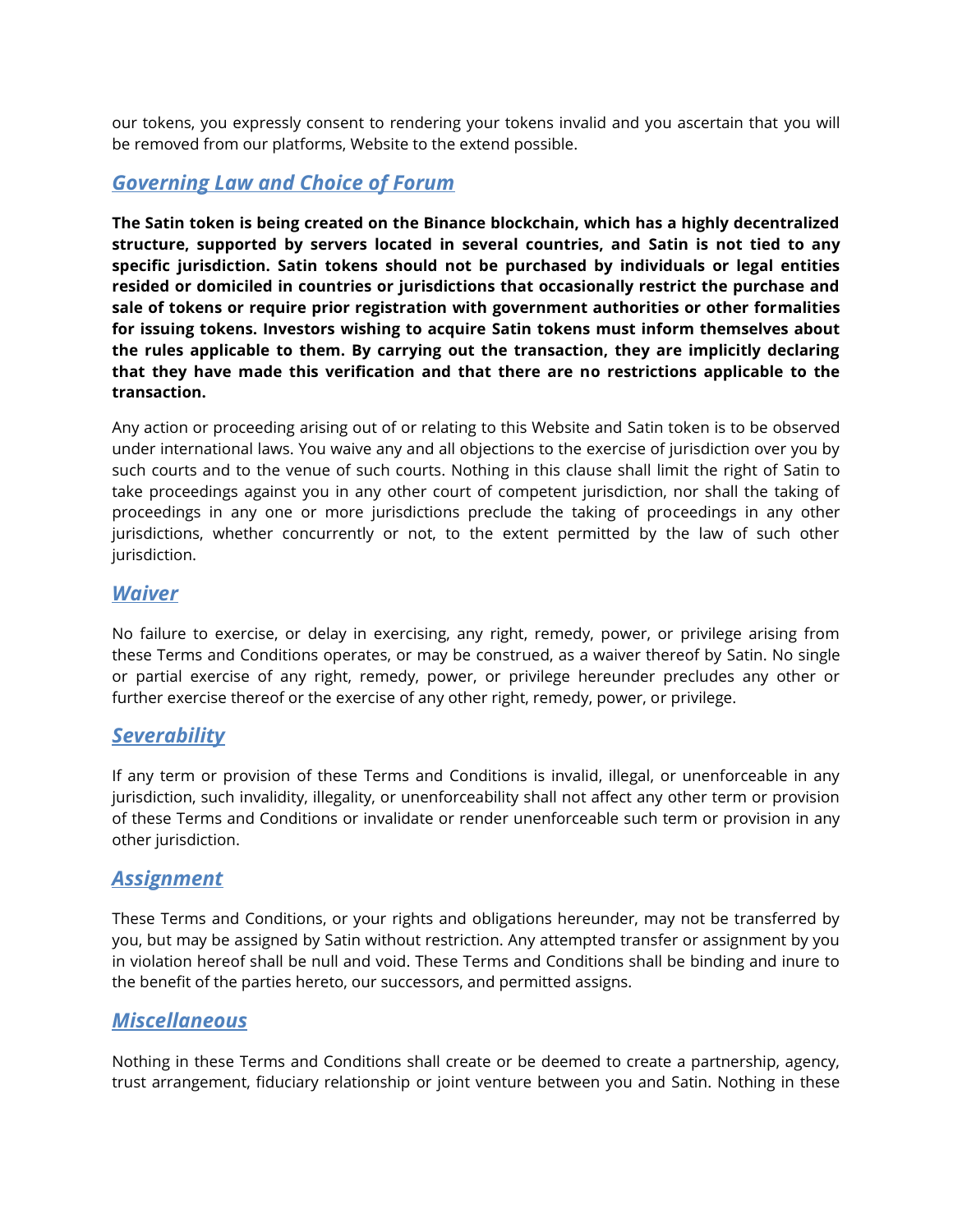our tokens, you expressly consent to rendering your tokens invalid and you ascertain that you will be removed from our platforms, Website to the extend possible.

## ***Governing Law and Choice of Forum***

**The Satin token is being created on the Binance blockchain, which has a highly decentralized structure, supported by servers located in several countries, and Satin is not tied to any specific jurisdiction. Satin tokens should not be purchased by individuals or legal entities resided or domiciled in countries or jurisdictions that occasionally restrict the purchase and sale of tokens or require prior registration with government authorities or other formalities for issuing tokens. Investors wishing to acquire Satin tokens must inform themselves about the rules applicable to them. By carrying out the transaction, they are implicitly declaring that they have made this verification and that there are no restrictions applicable to the transaction.**

Any action or proceeding arising out of or relating to this Website and Satin token is to be observed under international laws. You waive any and all objections to the exercise of jurisdiction over you by such courts and to the venue of such courts. Nothing in this clause shall limit the right of Satin to take proceedings against you in any other court of competent jurisdiction, nor shall the taking of proceedings in any one or more jurisdictions preclude the taking of proceedings in any other jurisdictions, whether concurrently or not, to the extent permitted by the law of such other jurisdiction.

## ***Waiver***

No failure to exercise, or delay in exercising, any right, remedy, power, or privilege arising from these Terms and Conditions operates, or may be construed, as a waiver thereof by Satin. No single or partial exercise of any right, remedy, power, or privilege hereunder precludes any other or further exercise thereof or the exercise of any other right, remedy, power, or privilege.

## ***Severability***

If any term or provision of these Terms and Conditions is invalid, illegal, or unenforceable in any jurisdiction, such invalidity, illegality, or unenforceability shall not affect any other term or provision of these Terms and Conditions or invalidate or render unenforceable such term or provision in any other jurisdiction.

## ***Assignment***

These Terms and Conditions, or your rights and obligations hereunder, may not be transferred by you, but may be assigned by Satin without restriction. Any attempted transfer or assignment by you in violation hereof shall be null and void. These Terms and Conditions shall be binding and inure to the benefit of the parties hereto, our successors, and permitted assigns.

## ***Miscellaneous***

Nothing in these Terms and Conditions shall create or be deemed to create a partnership, agency, trust arrangement, fiduciary relationship or joint venture between you and Satin. Nothing in these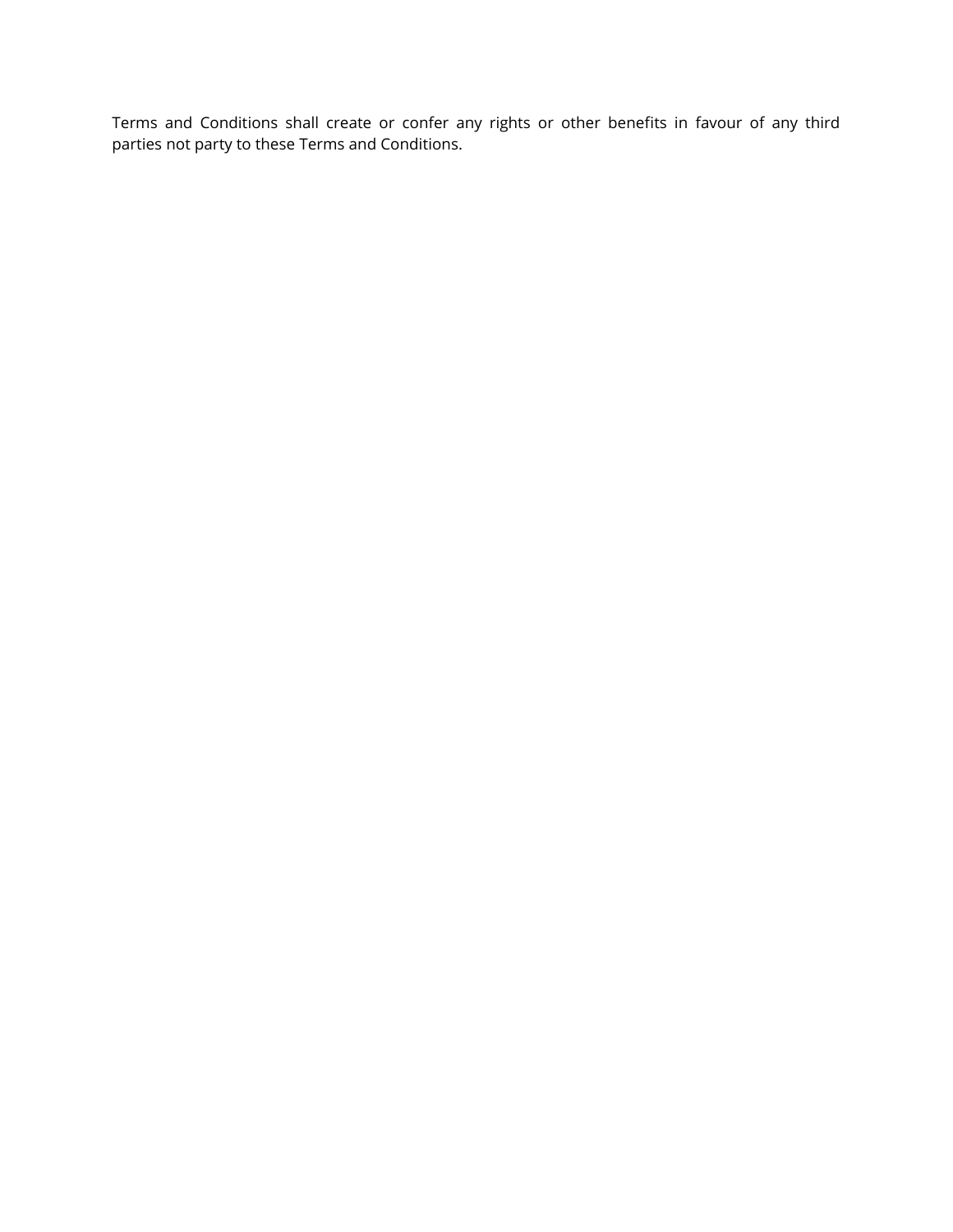Terms and Conditions shall create or confer any rights or other benefits in favour of any third parties not party to these Terms and Conditions.